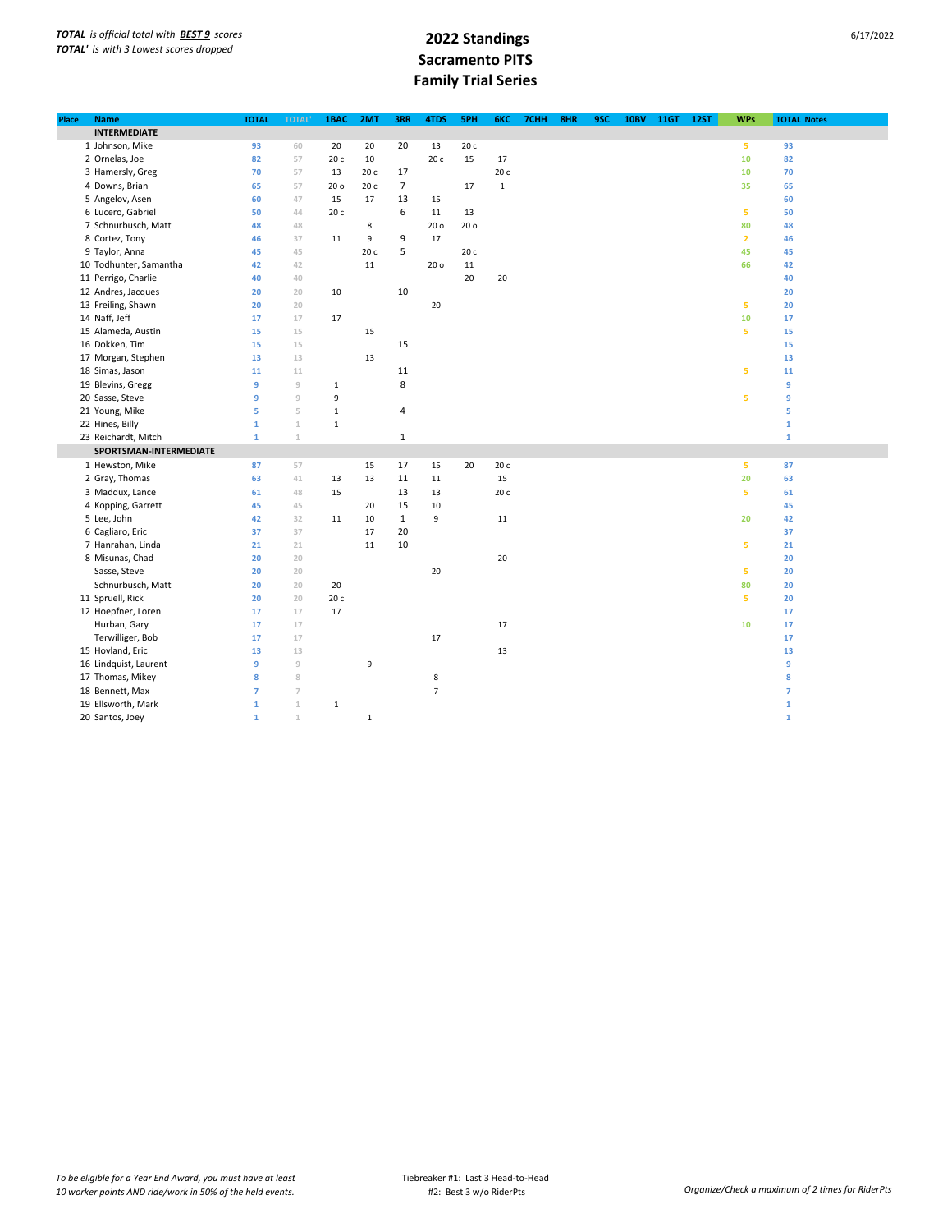*TOTAL is official total with **BEST 9** scores*
*TOTAL' is with 3 Lowest scores dropped*

# 2022 Standings
## Sacramento PITS
## Family Trial Series

6/17/2022

| Place | Name | TOTAL | TOTAL' | 1BAC | 2MT | 3RR | 4TDS | 5PH | 6KC | 7CHH | 8HR | 9SC | 10BV | 11GT | 12ST | WPs | TOTAL | Notes |
|---|---|---|---|---|---|---|---|---|---|---|---|---|---|---|---|---|---|---|
| | **INTERMEDIATE** | | | | | | | | | | | | | | | | | |
| 1 | Johnson, Mike | 93 | 60 | 20 | 20 | 20 | 13 | 20 c | | | | | | | | 5 | 93 | |
| 2 | Ornelas, Joe | 82 | 57 | 20 c | 10 | | 20 c | 15 | 17 | | | | | | | 10 | 82 | |
| 3 | Hamersly, Greg | 70 | 57 | 13 | 20 c | 17 | | | 20 c | | | | | | | 10 | 70 | |
| 4 | Downs, Brian | 65 | 57 | 20 o | 20 c | 7 | | 17 | 1 | | | | | | | 35 | 65 | |
| 5 | Angelov, Asen | 60 | 47 | 15 | 17 | 13 | 15 | | | | | | | | | | 60 | |
| 6 | Lucero, Gabriel | 50 | 44 | 20 c | | 6 | 11 | 13 | | | | | | | | 5 | 50 | |
| 7 | Schnurbusch, Matt | 48 | 48 | | 8 | | 20 o | 20 o | | | | | | | | 80 | 48 | |
| 8 | Cortez, Tony | 46 | 37 | 11 | 9 | 9 | 17 | | | | | | | | | 2 | 46 | |
| 9 | Taylor, Anna | 45 | 45 | | 20 c | 5 | | 20 c | | | | | | | | 45 | 45 | |
| 10 | Todhunter, Samantha | 42 | 42 | | 11 | | 20 o | 11 | | | | | | | | 66 | 42 | |
| 11 | Perrigo, Charlie | 40 | 40 | | | | | 20 | 20 | | | | | | | | 40 | |
| 12 | Andres, Jacques | 20 | 20 | 10 | | 10 | | | | | | | | | | | 20 | |
| 13 | Freiling, Shawn | 20 | 20 | | | | 20 | | | | | | | | | 5 | 20 | |
| 14 | Naff, Jeff | 17 | 17 | 17 | | | | | | | | | | | | 10 | 17 | |
| 15 | Alameda, Austin | 15 | 15 | | 15 | | | | | | | | | | | 5 | 15 | |
| 16 | Dokken, Tim | 15 | 15 | | | 15 | | | | | | | | | | | 15 | |
| 17 | Morgan, Stephen | 13 | 13 | | 13 | | | | | | | | | | | | 13 | |
| 18 | Simas, Jason | 11 | 11 | | | 11 | | | | | | | | | | 5 | 11 | |
| 19 | Blevins, Gregg | 9 | 9 | 1 | | 8 | | | | | | | | | | | 9 | |
| 20 | Sasse, Steve | 9 | 9 | 9 | | | | | | | | | | | | 5 | 9 | |
| 21 | Young, Mike | 5 | 5 | 1 | | 4 | | | | | | | | | | | 5 | |
| 22 | Hines, Billy | 1 | 1 | 1 | | | | | | | | | | | | | 1 | |
| 23 | Reichardt, Mitch | 1 | 1 | | | 1 | | | | | | | | | | | 1 | |
| | **SPORTSMAN-INTERMEDIATE** | | | | | | | | | | | | | | | | | |
| 1 | Hewston, Mike | 87 | 57 | | 15 | 17 | 15 | 20 | 20 c | | | | | | | 5 | 87 | |
| 2 | Gray, Thomas | 63 | 41 | 13 | 13 | 11 | 11 | | 15 | | | | | | | 20 | 63 | |
| 3 | Maddux, Lance | 61 | 48 | 15 | | 13 | 13 | | 20 c | | | | | | | 5 | 61 | |
| 4 | Kopping, Garrett | 45 | 45 | | 20 | 15 | 10 | | | | | | | | | | 45 | |
| 5 | Lee, John | 42 | 32 | 11 | 10 | 1 | 9 | | 11 | | | | | | | 20 | 42 | |
| 6 | Cagliaro, Eric | 37 | 37 | | 17 | 20 | | | | | | | | | | | 37 | |
| 7 | Hanrahan, Linda | 21 | 21 | | 11 | 10 | | | | | | | | | | 5 | 21 | |
| 8 | Misunas, Chad | 20 | 20 | | | | | | 20 | | | | | | | | 20 | |
| | Sasse, Steve | 20 | 20 | | | | 20 | | | | | | | | | 5 | 20 | |
| | Schnurbusch, Matt | 20 | 20 | 20 | | | | | | | | | | | | 80 | 20 | |
| 11 | Spruell, Rick | 20 | 20 | 20 c | | | | | | | | | | | | 5 | 20 | |
| 12 | Hoepfner, Loren | 17 | 17 | 17 | | | | | | | | | | | | | 17 | |
| | Hurban, Gary | 17 | 17 | | | | | | 17 | | | | | | | 10 | 17 | |
| | Terwilliger, Bob | 17 | 17 | | | | 17 | | | | | | | | | | 17 | |
| 15 | Hovland, Eric | 13 | 13 | | | | | | 13 | | | | | | | | 13 | |
| 16 | Lindquist, Laurent | 9 | 9 | | 9 | | | | | | | | | | | | 9 | |
| 17 | Thomas, Mikey | 8 | 8 | | | | 8 | | | | | | | | | | 8 | |
| 18 | Bennett, Max | 7 | 7 | | | | 7 | | | | | | | | | | 7 | |
| 19 | Ellsworth, Mark | 1 | 1 | 1 | | | | | | | | | | | | | 1 | |
| 20 | Santos, Joey | 1 | 1 | | 1 | | | | | | | | | | | | 1 | |

*To be eligible for a Year End Award, you must have at least 10 worker points AND ride/work in 50% of the held events.*

Tiebreaker #1: Last 3 Head-to-Head
#2: Best 3 w/o RiderPts

*Organize/Check a maximum of 2 times for RiderPts*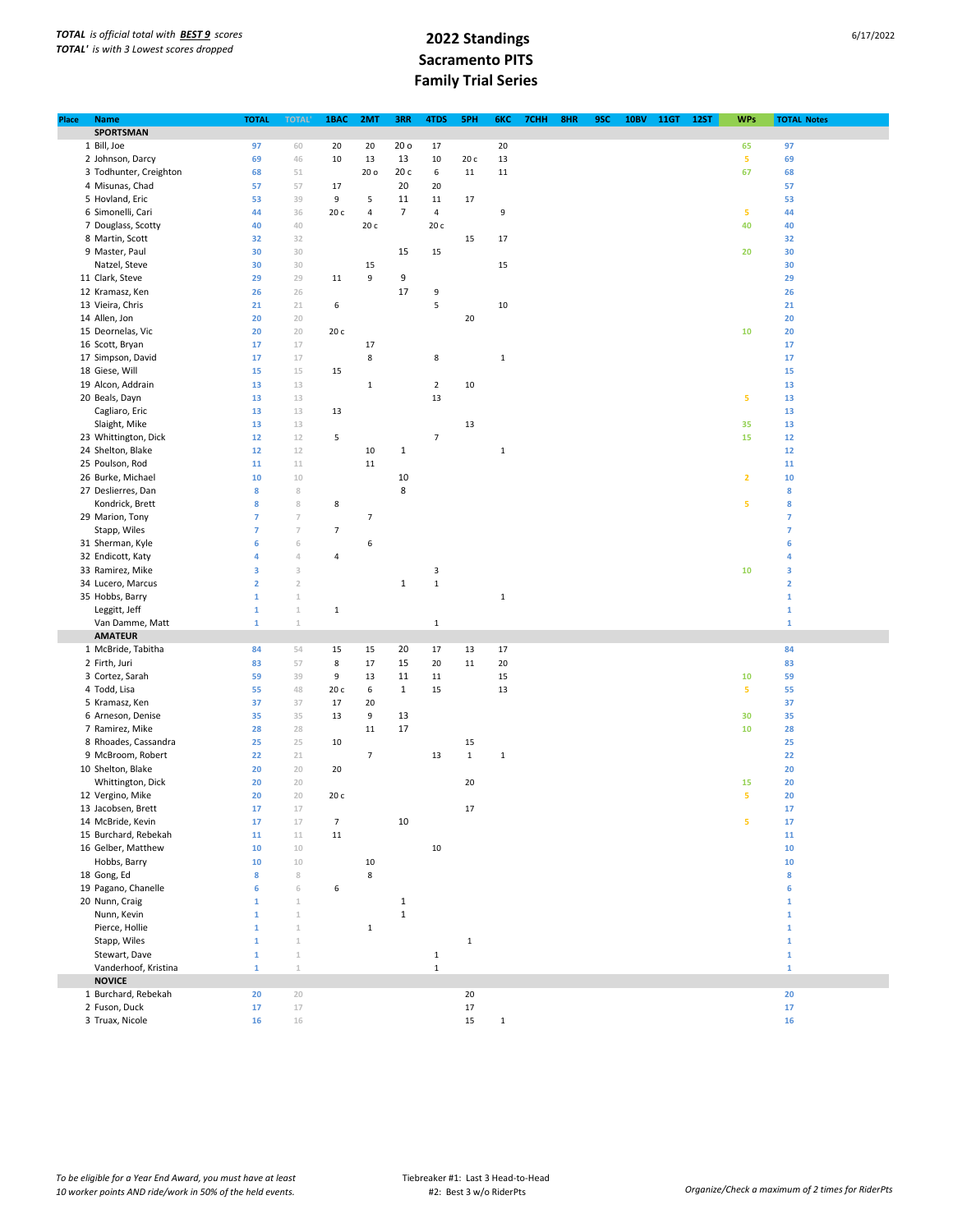*TOTAL is official total with **BEST 9** scores*
*TOTAL' is with 3 Lowest scores dropped*

# 2022 Standings
## Sacramento PITS
## Family Trial Series

6/17/2022

| Place | Name | TOTAL | TOTAL' | 1BAC | 2MT | 3RR | 4TDS | 5PH | 6KC | 7CHH | 8HR | 9SC | 10BV | 11GT | 12ST | WPs | TOTAL | Notes |
|---|---|---|---|---|---|---|---|---|---|---|---|---|---|---|---|---|---|---|
| | **SPORTSMAN** | | | | | | | | | | | | | | | | | |
| 1 | Bill, Joe | 97 | 60 | 20 | 20 | 20 o | 17 | | 20 | | | | | | | 65 | 97 | |
| 2 | Johnson, Darcy | 69 | 46 | 10 | 13 | 13 | 10 | 20 c | 13 | | | | | | | 5 | 69 | |
| 3 | Todhunter, Creighton | 68 | 51 | | 20 o | 20 c | 6 | 11 | 11 | | | | | | | 67 | 68 | |
| 4 | Misunas, Chad | 57 | 57 | 17 | | 20 | 20 | | | | | | | | | | 57 | |
| 5 | Hovland, Eric | 53 | 39 | 9 | 5 | 11 | 11 | 17 | | | | | | | | | 53 | |
| 6 | Simonelli, Cari | 44 | 36 | 20 c | 4 | 7 | 4 | | 9 | | | | | | | 5 | 44 | |
| 7 | Douglass, Scotty | 40 | 40 | | 20 c | | 20 c | | | | | | | | | 40 | 40 | |
| 8 | Martin, Scott | 32 | 32 | | | | | 15 | 17 | | | | | | | | 32 | |
| 9 | Master, Paul | 30 | 30 | | | 15 | 15 | | | | | | | | | 20 | 30 | |
| | Natzel, Steve | 30 | 30 | | 15 | | | | 15 | | | | | | | | 30 | |
| 11 | Clark, Steve | 29 | 29 | 11 | 9 | 9 | | | | | | | | | | | 29 | |
| 12 | Kramasz, Ken | 26 | 26 | | | 17 | 9 | | | | | | | | | | 26 | |
| 13 | Vieira, Chris | 21 | 21 | 6 | | | 5 | | 10 | | | | | | | | 21 | |
| 14 | Allen, Jon | 20 | 20 | | | | | 20 | | | | | | | | | 20 | |
| 15 | Deornelas, Vic | 20 | 20 | 20 c | | | | | | | | | | | | 10 | 20 | |
| 16 | Scott, Bryan | 17 | 17 | | 17 | | | | | | | | | | | | 17 | |
| 17 | Simpson, David | 17 | 17 | | 8 | | 8 | | 1 | | | | | | | | 17 | |
| 18 | Giese, Will | 15 | 15 | 15 | | | | | | | | | | | | | 15 | |
| 19 | Alcon, Addrain | 13 | 13 | | 1 | | 2 | 10 | | | | | | | | | 13 | |
| 20 | Beals, Dayn | 13 | 13 | | | | 13 | | | | | | | | | 5 | 13 | |
| | Cagliaro, Eric | 13 | 13 | 13 | | | | | | | | | | | | | 13 | |
| | Slaight, Mike | 13 | 13 | | | | | 13 | | | | | | | | 35 | 13 | |
| 23 | Whittington, Dick | 12 | 12 | 5 | | | 7 | | | | | | | | | 15 | 12 | |
| 24 | Shelton, Blake | 12 | 12 | | 10 | 1 | | | 1 | | | | | | | | 12 | |
| 25 | Poulson, Rod | 11 | 11 | | 11 | | | | | | | | | | | | 11 | |
| 26 | Burke, Michael | 10 | 10 | | | 10 | | | | | | | | | | 2 | 10 | |
| 27 | Deslierres, Dan | 8 | 8 | | | 8 | | | | | | | | | | | 8 | |
| | Kondrick, Brett | 8 | 8 | 8 | | | | | | | | | | | | 5 | 8 | |
| 29 | Marion, Tony | 7 | 7 | | 7 | | | | | | | | | | | | 7 | |
| | Stapp, Wiles | 7 | 7 | 7 | | | | | | | | | | | | | 7 | |
| 31 | Sherman, Kyle | 6 | 6 | | 6 | | | | | | | | | | | | 6 | |
| 32 | Endicott, Katy | 4 | 4 | 4 | | | | | | | | | | | | | 4 | |
| 33 | Ramirez, Mike | 3 | 3 | | | | 3 | | | | | | | | | 10 | 3 | |
| 34 | Lucero, Marcus | 2 | 2 | | | 1 | 1 | | | | | | | | | | 2 | |
| 35 | Hobbs, Barry | 1 | 1 | | | | | | 1 | | | | | | | | 1 | |
| | Leggitt, Jeff | 1 | 1 | 1 | | | | | | | | | | | | | 1 | |
| | Van Damme, Matt | 1 | 1 | | | | 1 | | | | | | | | | | 1 | |
| | **AMATEUR** | | | | | | | | | | | | | | | | | |
| 1 | McBride, Tabitha | 84 | 54 | 15 | 15 | 20 | 17 | 13 | 17 | | | | | | | | 84 | |
| 2 | Firth, Juri | 83 | 57 | 8 | 17 | 15 | 20 | 11 | 20 | | | | | | | | 83 | |
| 3 | Cortez, Sarah | 59 | 39 | 9 | 13 | 11 | 11 | | 15 | | | | | | | 10 | 59 | |
| 4 | Todd, Lisa | 55 | 48 | 20 c | 6 | 1 | 15 | | 13 | | | | | | | 5 | 55 | |
| 5 | Kramasz, Ken | 37 | 37 | 17 | 20 | | | | | | | | | | | | 37 | |
| 6 | Arneson, Denise | 35 | 35 | 13 | 9 | 13 | | | | | | | | | | 30 | 35 | |
| 7 | Ramirez, Mike | 28 | 28 | | 11 | 17 | | | | | | | | | | 10 | 28 | |
| 8 | Rhoades, Cassandra | 25 | 25 | 10 | | | | 15 | | | | | | | | | 25 | |
| 9 | McBroom, Robert | 22 | 21 | | 7 | | 13 | 1 | 1 | | | | | | | | 22 | |
| 10 | Shelton, Blake | 20 | 20 | 20 | | | | | | | | | | | | | 20 | |
| | Whittington, Dick | 20 | 20 | | | | | 20 | | | | | | | | 15 | 20 | |
| 12 | Vergino, Mike | 20 | 20 | 20 c | | | | | | | | | | | | 5 | 20 | |
| 13 | Jacobsen, Brett | 17 | 17 | | | | | 17 | | | | | | | | | 17 | |
| 14 | McBride, Kevin | 17 | 17 | 7 | | 10 | | | | | | | | | | 5 | 17 | |
| 15 | Burchard, Rebekah | 11 | 11 | 11 | | | | | | | | | | | | | 11 | |
| 16 | Gelber, Matthew | 10 | 10 | | | | 10 | | | | | | | | | | 10 | |
| | Hobbs, Barry | 10 | 10 | | 10 | | | | | | | | | | | | 10 | |
| 18 | Gong, Ed | 8 | 8 | | 8 | | | | | | | | | | | | 8 | |
| 19 | Pagano, Chanelle | 6 | 6 | 6 | | | | | | | | | | | | | 6 | |
| 20 | Nunn, Craig | 1 | 1 | | | 1 | | | | | | | | | | | 1 | |
| | Nunn, Kevin | 1 | 1 | | | 1 | | | | | | | | | | | 1 | |
| | Pierce, Hollie | 1 | 1 | | 1 | | | | | | | | | | | | 1 | |
| | Stapp, Wiles | 1 | 1 | | | | | 1 | | | | | | | | | 1 | |
| | Stewart, Dave | 1 | 1 | | | | 1 | | | | | | | | | | 1 | |
| | Vanderhoof, Kristina | 1 | 1 | | | | 1 | | | | | | | | | | 1 | |
| | **NOVICE** | | | | | | | | | | | | | | | | | |
| 1 | Burchard, Rebekah | 20 | 20 | | | | | 20 | | | | | | | | | 20 | |
| 2 | Fuson, Duck | 17 | 17 | | | | | 17 | | | | | | | | | 17 | |
| 3 | Truax, Nicole | 16 | 16 | | | | | 15 | 1 | | | | | | | | 16 | |

*To be eligible for a Year End Award, you must have at least 10 worker points AND ride/work in 50% of the held events.*

Tiebreaker #1: Last 3 Head-to-Head
#2: Best 3 w/o RiderPts

*Organize/Check a maximum of 2 times for RiderPts*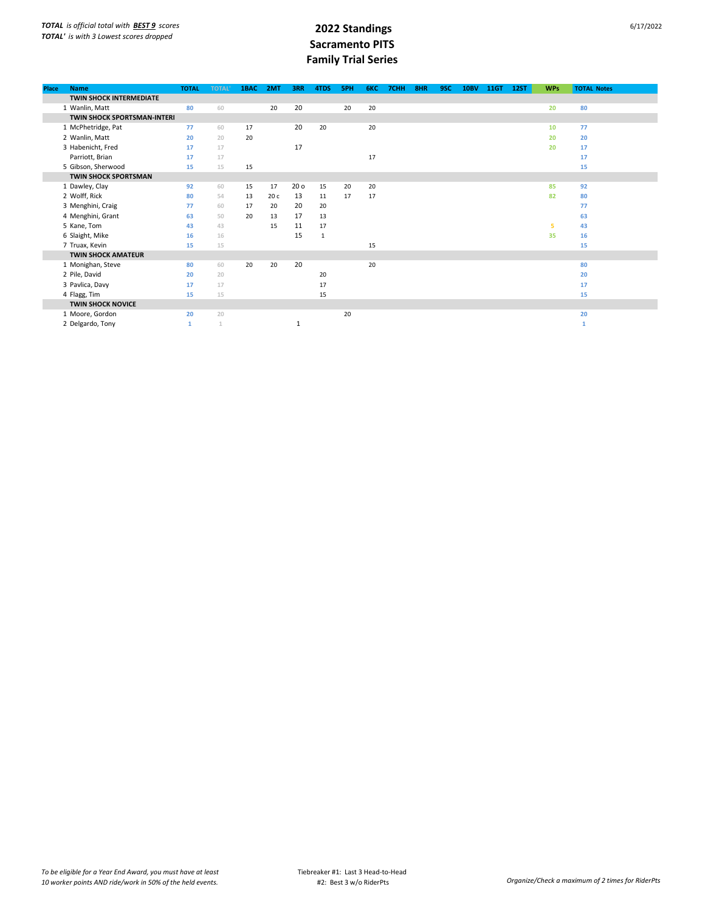*TOTAL is official total with **BEST 9** scores*
*TOTAL' is with 3 Lowest scores dropped*

# 2022 Standings
## Sacramento PITS
## Family Trial Series

6/17/2022

| Place | Name | TOTAL | TOTAL' | 1BAC | 2MT | 3RR | 4TDS | 5PH | 6KC | 7CHH | 8HR | 9SC | 10BV | 11GT | 12ST | WPs | TOTAL | Notes |
|---|---|---|---|---|---|---|---|---|---|---|---|---|---|---|---|---|---|---|
| | **TWIN SHOCK INTERMEDIATE** | | | | | | | | | | | | | | | | | |
| 1 | Wanlin, Matt | 80 | 60 | | 20 | 20 | | 20 | 20 | | | | | | | 20 | 80 | |
| | **TWIN SHOCK SPORTSMAN-INTERI** | | | | | | | | | | | | | | | | | |
| 1 | McPhetridge, Pat | 77 | 60 | 17 | | 20 | 20 | | 20 | | | | | | | 10 | 77 | |
| 2 | Wanlin, Matt | 20 | 20 | 20 | | | | | | | | | | | | 20 | 20 | |
| 3 | Habenicht, Fred | 17 | 17 | | | 17 | | | | | | | | | | 20 | 17 | |
| | Parriott, Brian | 17 | 17 | | | | | | 17 | | | | | | | | 17 | |
| 5 | Gibson, Sherwood | 15 | 15 | 15 | | | | | | | | | | | | | 15 | |
| | **TWIN SHOCK SPORTSMAN** | | | | | | | | | | | | | | | | | |
| 1 | Dawley, Clay | 92 | 60 | 15 | 17 | 20 o | 15 | 20 | 20 | | | | | | | 85 | 92 | |
| 2 | Wolff, Rick | 80 | 54 | 13 | 20 c | 13 | 11 | 17 | 17 | | | | | | | 82 | 80 | |
| 3 | Menghini, Craig | 77 | 60 | 17 | 20 | 20 | 20 | | | | | | | | | | 77 | |
| 4 | Menghini, Grant | 63 | 50 | 20 | 13 | 17 | 13 | | | | | | | | | | 63 | |
| 5 | Kane, Tom | 43 | 43 | | 15 | 11 | 17 | | | | | | | | | 5 | 43 | |
| 6 | Slaight, Mike | 16 | 16 | | | 15 | 1 | | | | | | | | | 35 | 16 | |
| 7 | Truax, Kevin | 15 | 15 | | | | | | 15 | | | | | | | | 15 | |
| | **TWIN SHOCK AMATEUR** | | | | | | | | | | | | | | | | | |
| 1 | Monighan, Steve | 80 | 60 | 20 | 20 | 20 | | | 20 | | | | | | | | 80 | |
| 2 | Pile, David | 20 | 20 | | | | 20 | | | | | | | | | | 20 | |
| 3 | Pavlica, Davy | 17 | 17 | | | | 17 | | | | | | | | | | 17 | |
| 4 | Flagg, Tim | 15 | 15 | | | | 15 | | | | | | | | | | 15 | |
| | **TWIN SHOCK NOVICE** | | | | | | | | | | | | | | | | | |
| 1 | Moore, Gordon | 20 | 20 | | | | | 20 | | | | | | | | | 20 | |
| 2 | Delgardo, Tony | 1 | 1 | | | 1 | | | | | | | | | | | 1 | |

*To be eligible for a Year End Award, you must have at least 10 worker points AND ride/work in 50% of the held events.*

Tiebreaker #1: Last 3 Head-to-Head
#2: Best 3 w/o RiderPts

*Organize/Check a maximum of 2 times for RiderPts*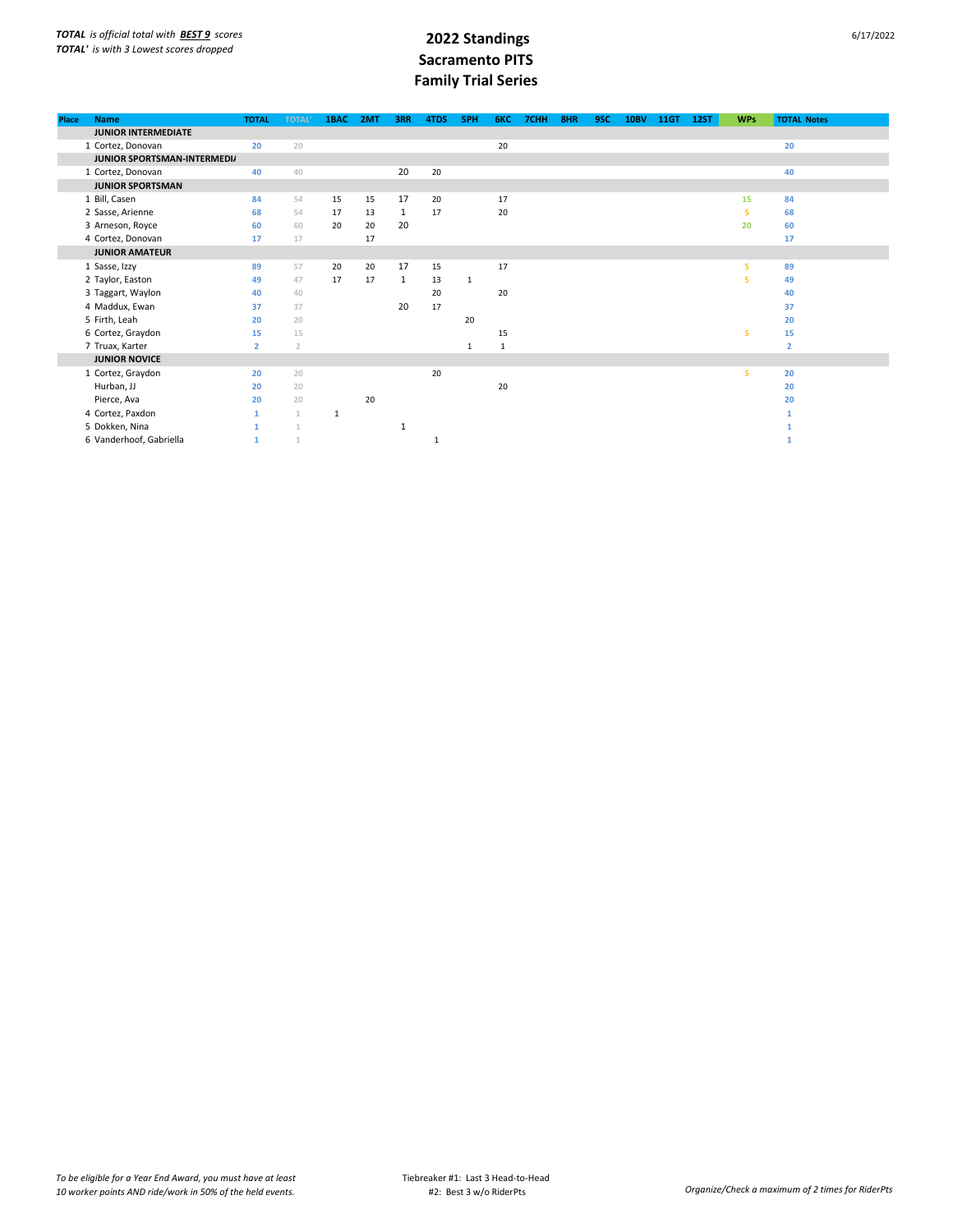*TOTAL is official total with **BEST 9** scores*
*TOTAL' is with 3 Lowest scores dropped*

# 2022 Standings
# Sacramento PITS
# Family Trial Series

6/17/2022

| Place | Name | TOTAL | TOTAL' | 1BAC | 2MT | 3RR | 4TDS | 5PH | 6KC | 7CHH | 8HR | 9SC | 10BV | 11GT | 12ST | WPs | TOTAL | Notes |
|---|---|---|---|---|---|---|---|---|---|---|---|---|---|---|---|---|---|---|
| | **JUNIOR INTERMEDIATE** | | | | | | | | | | | | | | | | | |
| 1 | Cortez, Donovan | 20 | 20 | | | | | | 20 | | | | | | | | 20 | |
| | **JUNIOR SPORTSMAN-INTERMEDIA** | | | | | | | | | | | | | | | | | |
| 1 | Cortez, Donovan | 40 | 40 | | | 20 | 20 | | | | | | | | | | 40 | |
| | **JUNIOR SPORTSMAN** | | | | | | | | | | | | | | | | | |
| 1 | Bill, Casen | 84 | 54 | 15 | 15 | 17 | 20 | | 17 | | | | | | | 15 | 84 | |
| 2 | Sasse, Arienne | 68 | 54 | 17 | 13 | 1 | 17 | | 20 | | | | | | | 5 | 68 | |
| 3 | Arneson, Royce | 60 | 60 | 20 | 20 | 20 | | | | | | | | | | 20 | 60 | |
| 4 | Cortez, Donovan | 17 | 17 | | 17 | | | | | | | | | | | | 17 | |
| | **JUNIOR AMATEUR** | | | | | | | | | | | | | | | | | |
| 1 | Sasse, Izzy | 89 | 57 | 20 | 20 | 17 | 15 | | 17 | | | | | | | 5 | 89 | |
| 2 | Taylor, Easton | 49 | 47 | 17 | 17 | 1 | 13 | 1 | | | | | | | | 5 | 49 | |
| 3 | Taggart, Waylon | 40 | 40 | | | | 20 | | 20 | | | | | | | | 40 | |
| 4 | Maddux, Ewan | 37 | 37 | | | 20 | 17 | | | | | | | | | | 37 | |
| 5 | Firth, Leah | 20 | 20 | | | | | 20 | | | | | | | | | 20 | |
| 6 | Cortez, Graydon | 15 | 15 | | | | | | 15 | | | | | | | 5 | 15 | |
| 7 | Truax, Karter | 2 | 2 | | | | | 1 | 1 | | | | | | | | 2 | |
| | **JUNIOR NOVICE** | | | | | | | | | | | | | | | | | |
| 1 | Cortez, Graydon | 20 | 20 | | | | 20 | | | | | | | | | 5 | 20 | |
| | Hurban, JJ | 20 | 20 | | | | | | 20 | | | | | | | | 20 | |
| | Pierce, Ava | 20 | 20 | | 20 | | | | | | | | | | | | 20 | |
| 4 | Cortez, Paxdon | 1 | 1 | 1 | | | | | | | | | | | | | 1 | |
| 5 | Dokken, Nina | 1 | 1 | | | 1 | | | | | | | | | | | 1 | |
| 6 | Vanderhoof, Gabriella | 1 | 1 | | | | 1 | | | | | | | | | | 1 | |

*To be eligible for a Year End Award, you must have at least 10 worker points AND ride/work in 50% of the held events.*

Tiebreaker #1: Last 3 Head-to-Head
#2: Best 3 w/o RiderPts

*Organize/Check a maximum of 2 times for RiderPts*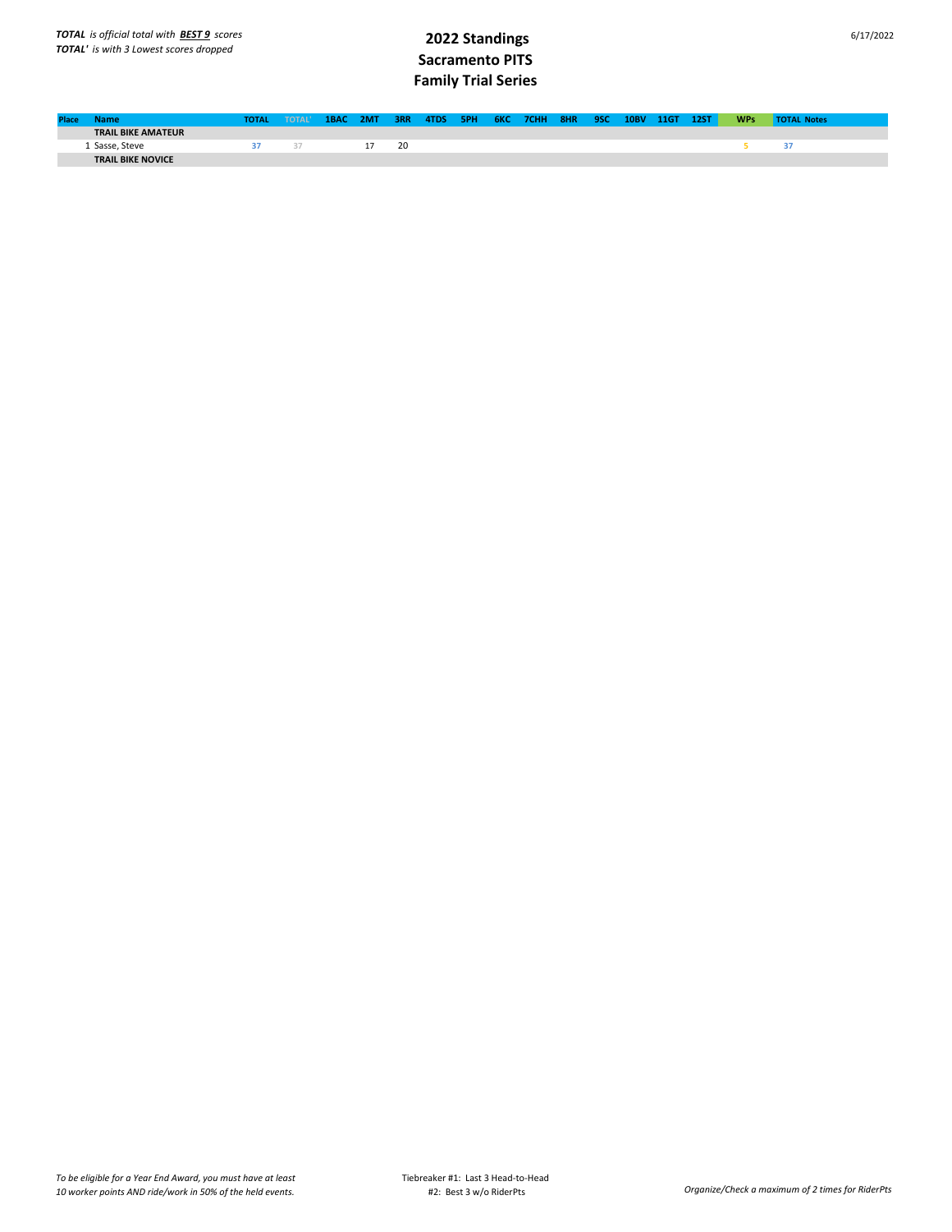***TOTAL*** *is official total with* ***BEST 9*** *scores*
***TOTAL'*** *is with 3 Lowest scores dropped*

# 2022 Standings
# Sacramento PITS
# Family Trial Series

6/17/2022

| Place | Name | TOTAL | TOTAL' | 1BAC | 2MT | 3RR | 4TDS | 5PH | 6KC | 7CHH | 8HR | 9SC | 10BV | 11GT | 12ST | WPs | TOTAL | Notes |
|---|---|---|---|---|---|---|---|---|---|---|---|---|---|---|---|---|---|---|
| | **TRAIL BIKE AMATEUR** | | | | | | | | | | | | | | | | | |
| 1 | Sasse, Steve | 37 | 37 | | 17 | 20 | | | | | | | | | | 5 | 37 | |
| | **TRAIL BIKE NOVICE** | | | | | | | | | | | | | | | | | |

*To be eligible for a Year End Award, you must have at least 10 worker points AND ride/work in 50% of the held events.*

Tiebreaker #1: Last 3 Head-to-Head
#2: Best 3 w/o RiderPts

*Organize/Check a maximum of 2 times for RiderPts*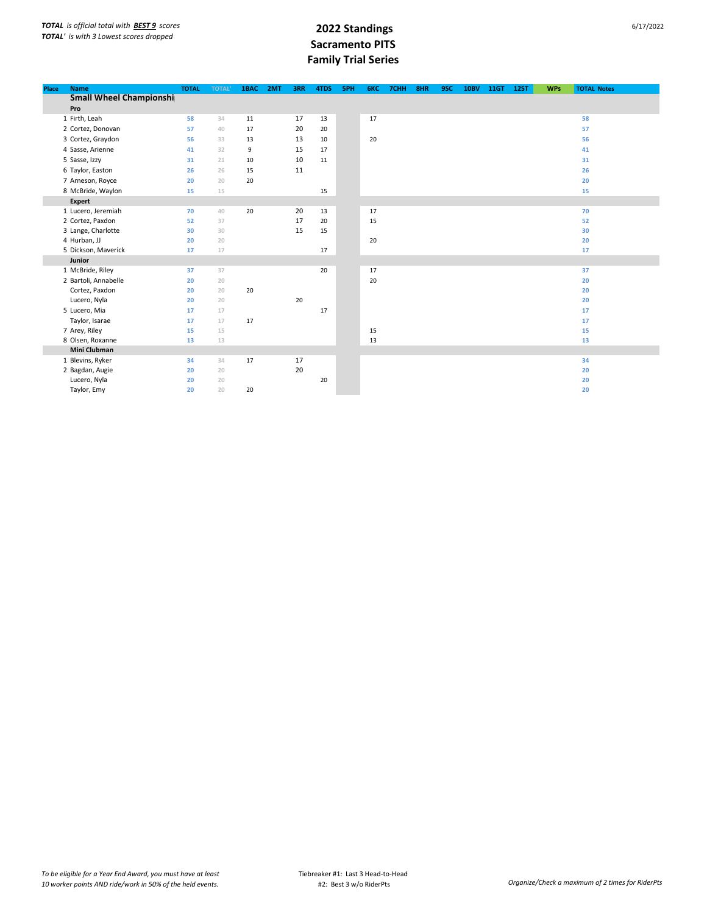*TOTAL is official total with **BEST 9** scores*
*TOTAL' is with 3 Lowest scores dropped*

# 2022 Standings
## Sacramento PITS
## Family Trial Series

6/17/2022

| Place | Name | TOTAL | TOTAL' | 1BAC | 2MT | 3RR | 4TDS | 5PH | 6KC | 7CHH | 8HR | 9SC | 10BV | 11GT | 12ST | WPs | TOTAL | Notes |
|---|---|---|---|---|---|---|---|---|---|---|---|---|---|---|---|---|---|---|
| | **Small Wheel Championshi** | | | | | | | | | | | | | | | | | |
| | **Pro** | | | | | | | | | | | | | | | | | |
| 1 | Firth, Leah | 58 | 34 | 11 | | 17 | 13 | | 17 | | | | | | | | 58 | |
| 2 | Cortez, Donovan | 57 | 40 | 17 | | 20 | 20 | | | | | | | | | | 57 | |
| 3 | Cortez, Graydon | 56 | 33 | 13 | | 13 | 10 | | 20 | | | | | | | | 56 | |
| 4 | Sasse, Arienne | 41 | 32 | 9 | | 15 | 17 | | | | | | | | | | 41 | |
| 5 | Sasse, Izzy | 31 | 21 | 10 | | 10 | 11 | | | | | | | | | | 31 | |
| 6 | Taylor, Easton | 26 | 26 | 15 | | 11 | | | | | | | | | | | 26 | |
| 7 | Arneson, Royce | 20 | 20 | 20 | | | | | | | | | | | | | 20 | |
| 8 | McBride, Waylon | 15 | 15 | | | | 15 | | | | | | | | | | 15 | |
| | **Expert** | | | | | | | | | | | | | | | | | |
| 1 | Lucero, Jeremiah | 70 | 40 | 20 | | 20 | 13 | | 17 | | | | | | | | 70 | |
| 2 | Cortez, Paxdon | 52 | 37 | | | 17 | 20 | | 15 | | | | | | | | 52 | |
| 3 | Lange, Charlotte | 30 | 30 | | | 15 | 15 | | | | | | | | | | 30 | |
| 4 | Hurban, JJ | 20 | 20 | | | | | | 20 | | | | | | | | 20 | |
| 5 | Dickson, Maverick | 17 | 17 | | | | 17 | | | | | | | | | | 17 | |
| | **Junior** | | | | | | | | | | | | | | | | | |
| 1 | McBride, Riley | 37 | 37 | | | | 20 | | 17 | | | | | | | | 37 | |
| 2 | Bartoli, Annabelle | 20 | 20 | | | | | | 20 | | | | | | | | 20 | |
| | Cortez, Paxdon | 20 | 20 | 20 | | | | | | | | | | | | | 20 | |
| | Lucero, Nyla | 20 | 20 | | | 20 | | | | | | | | | | | 20 | |
| 5 | Lucero, Mia | 17 | 17 | | | | 17 | | | | | | | | | | 17 | |
| | Taylor, Isarae | 17 | 17 | 17 | | | | | | | | | | | | | 17 | |
| 7 | Arey, Riley | 15 | 15 | | | | | | 15 | | | | | | | | 15 | |
| 8 | Olsen, Roxanne | 13 | 13 | | | | | | 13 | | | | | | | | 13 | |
| | **Mini Clubman** | | | | | | | | | | | | | | | | | |
| 1 | Blevins, Ryker | 34 | 34 | 17 | | 17 | | | | | | | | | | | 34 | |
| 2 | Bagdan, Augie | 20 | 20 | | | 20 | | | | | | | | | | | 20 | |
| | Lucero, Nyla | 20 | 20 | | | | 20 | | | | | | | | | | 20 | |
| | Taylor, Emy | 20 | 20 | 20 | | | | | | | | | | | | | 20 | |

*To be eligible for a Year End Award, you must have at least 10 worker points AND ride/work in 50% of the held events.*

Tiebreaker #1: Last 3 Head-to-Head
#2: Best 3 w/o RiderPts

*Organize/Check a maximum of 2 times for RiderPts*